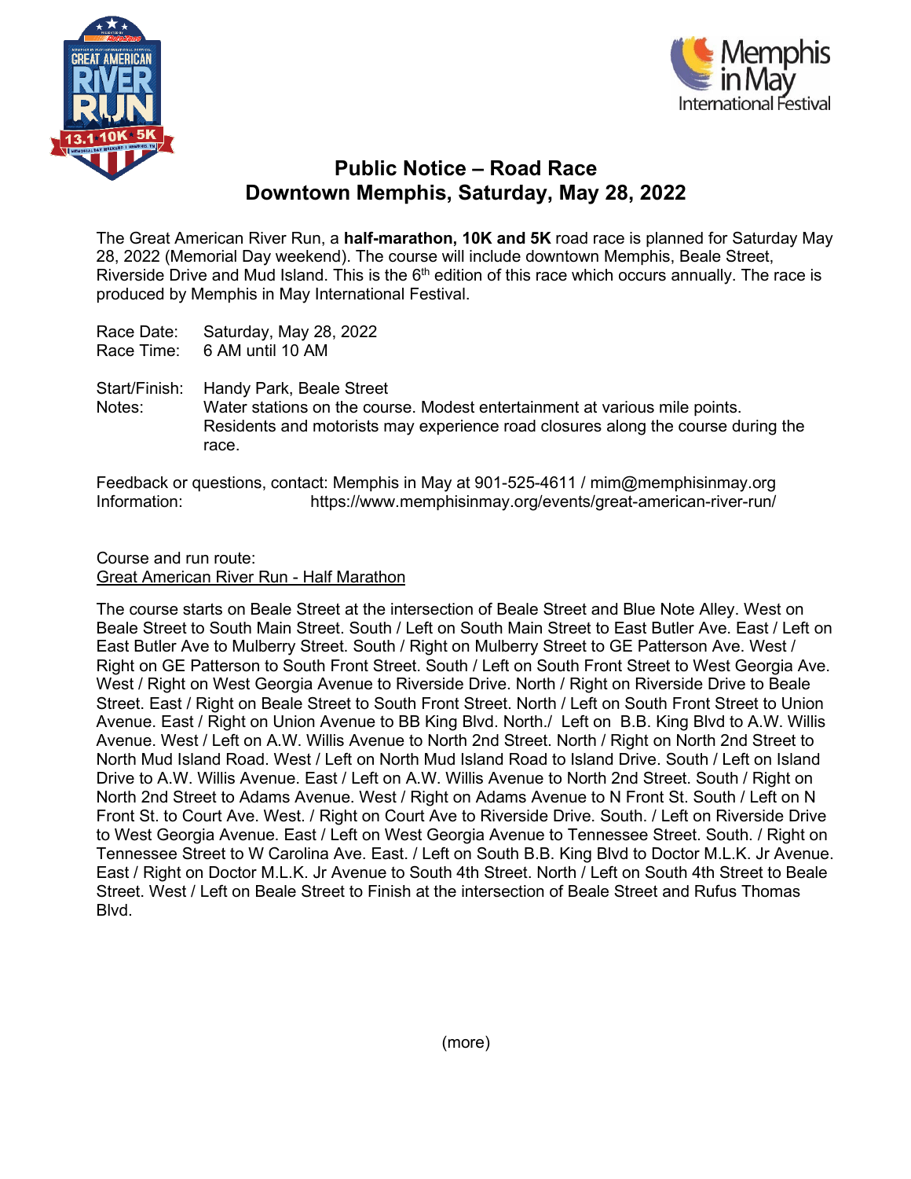# Public Notice – Road Race
## Downtown Memphis, Saturday, May 28, 2022

The Great American River Run, a **half-marathon, 10K and 5K** road race is planned for Saturday May 28, 2022 (Memorial Day weekend). The course will include downtown Memphis, Beale Street, Riverside Drive and Mud Island. This is the 6th edition of this race which occurs annually. The race is produced by Memphis in May International Festival.

Race Date: Saturday, May 28, 2022
Race Time: 6 AM until 10 AM

Start/Finish: Handy Park, Beale Street
Notes: Water stations on the course. Modest entertainment at various mile points. Residents and motorists may experience road closures along the course during the race.

Feedback or questions, contact: Memphis in May at 901-525-4611 / mim@memphisinmay.org
Information: https://www.memphisinmay.org/events/great-american-river-run/

Course and run route:
Great American River Run - Half Marathon

The course starts on Beale Street at the intersection of Beale Street and Blue Note Alley. West on Beale Street to South Main Street. South / Left on South Main Street to East Butler Ave. East / Left on East Butler Ave to Mulberry Street. South / Right on Mulberry Street to GE Patterson Ave. West / Right on GE Patterson to South Front Street. South / Left on South Front Street to West Georgia Ave. West / Right on West Georgia Avenue to Riverside Drive. North / Right on Riverside Drive to Beale Street. East / Right on Beale Street to South Front Street. North / Left on South Front Street to Union Avenue. East / Right on Union Avenue to BB King Blvd. North./ Left on B.B. King Blvd to A.W. Willis Avenue. West / Left on A.W. Willis Avenue to North 2nd Street. North / Right on North 2nd Street to North Mud Island Road. West / Left on North Mud Island Road to Island Drive. South / Left on Island Drive to A.W. Willis Avenue. East / Left on A.W. Willis Avenue to North 2nd Street. South / Right on North 2nd Street to Adams Avenue. West / Right on Adams Avenue to N Front St. South / Left on N Front St. to Court Ave. West. / Right on Court Ave to Riverside Drive. South. / Left on Riverside Drive to West Georgia Avenue. East / Left on West Georgia Avenue to Tennessee Street. South. / Right on Tennessee Street to W Carolina Ave. East. / Left on South B.B. King Blvd to Doctor M.L.K. Jr Avenue. East / Right on Doctor M.L.K. Jr Avenue to South 4th Street. North / Left on South 4th Street to Beale Street. West / Left on Beale Street to Finish at the intersection of Beale Street and Rufus Thomas Blvd.

(more)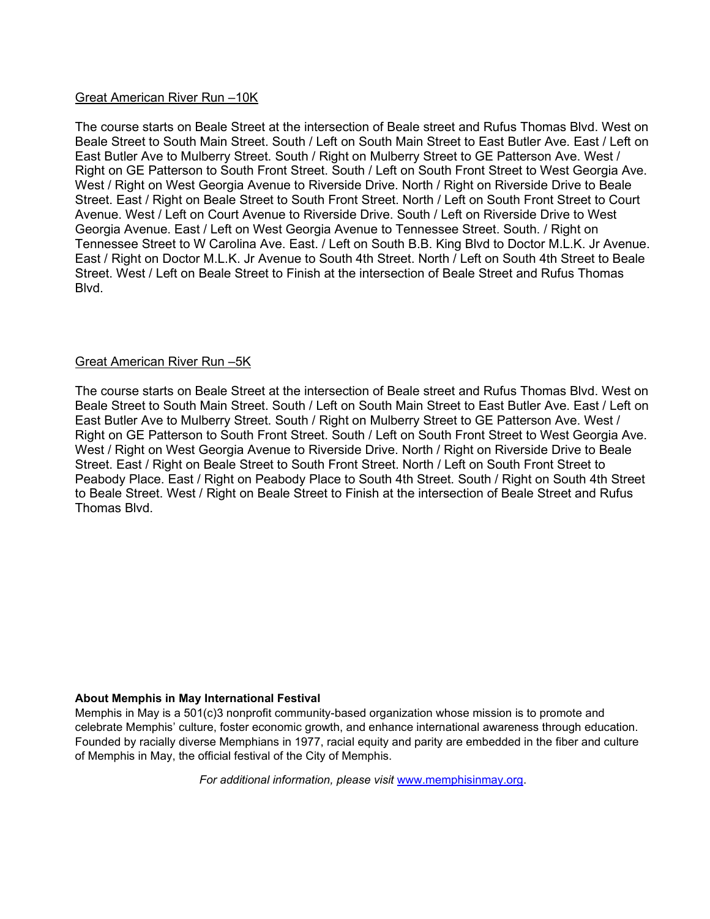Great American River Run –10K

The course starts on Beale Street at the intersection of Beale street and Rufus Thomas Blvd. West on Beale Street to South Main Street. South / Left on South Main Street to East Butler Ave. East / Left on East Butler Ave to Mulberry Street. South / Right on Mulberry Street to GE Patterson Ave. West / Right on GE Patterson to South Front Street. South / Left on South Front Street to West Georgia Ave. West / Right on West Georgia Avenue to Riverside Drive. North / Right on Riverside Drive to Beale Street. East / Right on Beale Street to South Front Street. North / Left on South Front Street to Court Avenue. West / Left on Court Avenue to Riverside Drive. South / Left on Riverside Drive to West Georgia Avenue. East / Left on West Georgia Avenue to Tennessee Street. South. / Right on Tennessee Street to W Carolina Ave. East. / Left on South B.B. King Blvd to Doctor M.L.K. Jr Avenue. East / Right on Doctor M.L.K. Jr Avenue to South 4th Street. North / Left on South 4th Street to Beale Street. West / Left on Beale Street to Finish at the intersection of Beale Street and Rufus Thomas Blvd.

Great American River Run –5K

The course starts on Beale Street at the intersection of Beale street and Rufus Thomas Blvd. West on Beale Street to South Main Street. South / Left on South Main Street to East Butler Ave. East / Left on East Butler Ave to Mulberry Street. South / Right on Mulberry Street to GE Patterson Ave. West / Right on GE Patterson to South Front Street. South / Left on South Front Street to West Georgia Ave. West / Right on West Georgia Avenue to Riverside Drive. North / Right on Riverside Drive to Beale Street. East / Right on Beale Street to South Front Street. North / Left on South Front Street to Peabody Place. East / Right on Peabody Place to South 4th Street. South / Right on South 4th Street to Beale Street. West / Right on Beale Street to Finish at the intersection of Beale Street and Rufus Thomas Blvd.

**About Memphis in May International Festival**

Memphis in May is a 501(c)3 nonprofit community-based organization whose mission is to promote and celebrate Memphis' culture, foster economic growth, and enhance international awareness through education. Founded by racially diverse Memphians in 1977, racial equity and parity are embedded in the fiber and culture of Memphis in May, the official festival of the City of Memphis.

*For additional information, please visit* www.memphisinmay.org.